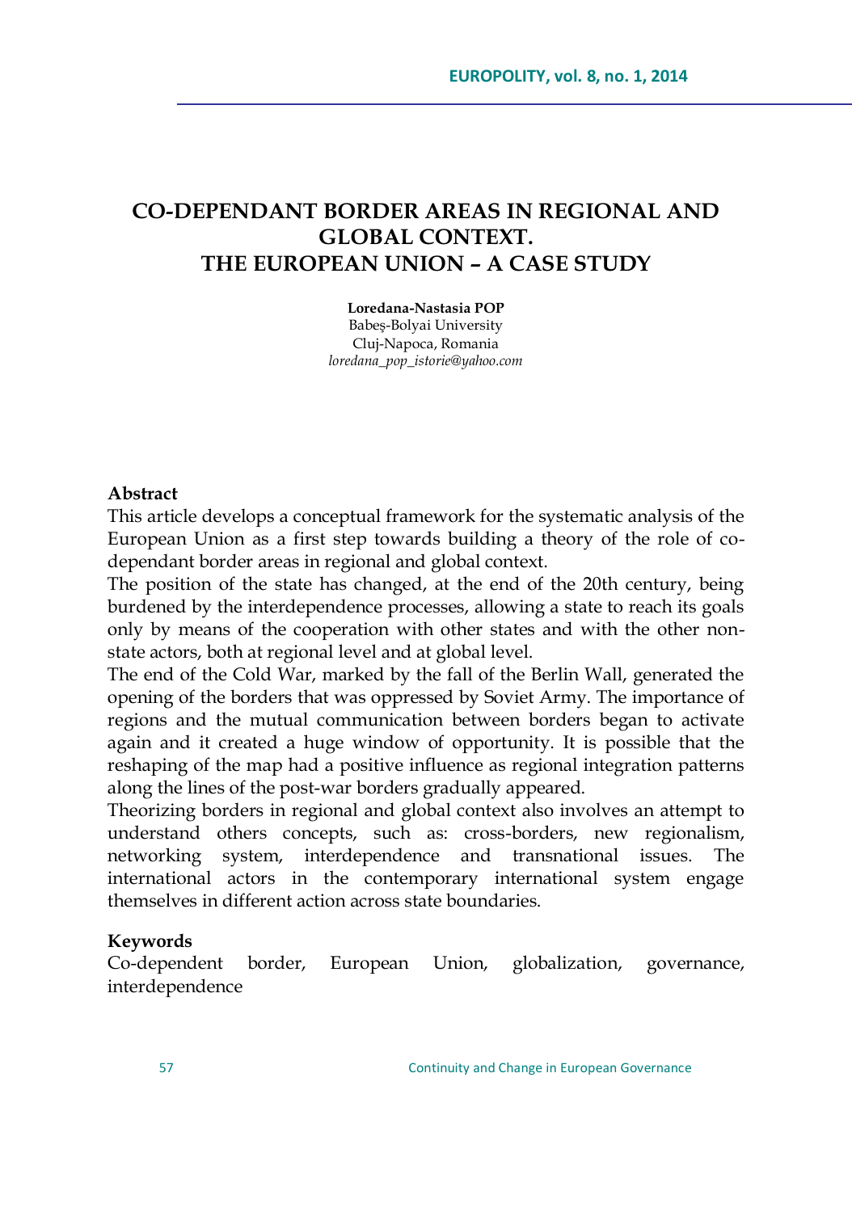# CO-DEPENDANT BORDER AREAS IN REGIONAL AND GLOBAL CONTEXT. THE EUROPEAN UNION – A CASE STUDY

**Loredana-Nastasia POP**
Babeş-Bolyai University
Cluj-Napoca, Romania
*loredana_pop_istorie@yahoo.com*

## Abstract

This article develops a conceptual framework for the systematic analysis of the European Union as a first step towards building a theory of the role of co-dependant border areas in regional and global context.

The position of the state has changed, at the end of the 20th century, being burdened by the interdependence processes, allowing a state to reach its goals only by means of the cooperation with other states and with the other non-state actors, both at regional level and at global level.

The end of the Cold War, marked by the fall of the Berlin Wall, generated the opening of the borders that was oppressed by Soviet Army. The importance of regions and the mutual communication between borders began to activate again and it created a huge window of opportunity. It is possible that the reshaping of the map had a positive influence as regional integration patterns along the lines of the post-war borders gradually appeared.

Theorizing borders in regional and global context also involves an attempt to understand others concepts, such as: cross-borders, new regionalism, networking system, interdependence and transnational issues. The international actors in the contemporary international system engage themselves in different action across state boundaries.

## Keywords

Co-dependent border, European Union, globalization, governance, interdependence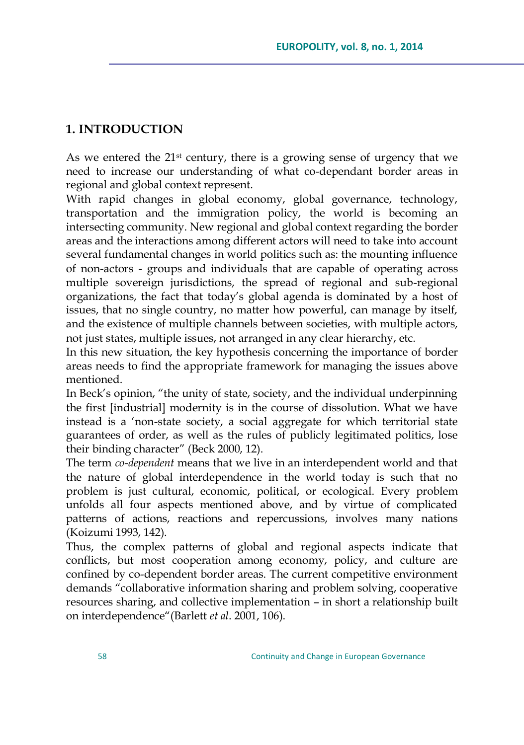## 1. INTRODUCTION

As we entered the 21st century, there is a growing sense of urgency that we need to increase our understanding of what co-dependant border areas in regional and global context represent.

With rapid changes in global economy, global governance, technology, transportation and the immigration policy, the world is becoming an intersecting community. New regional and global context regarding the border areas and the interactions among different actors will need to take into account several fundamental changes in world politics such as: the mounting influence of non-actors - groups and individuals that are capable of operating across multiple sovereign jurisdictions, the spread of regional and sub-regional organizations, the fact that today's global agenda is dominated by a host of issues, that no single country, no matter how powerful, can manage by itself, and the existence of multiple channels between societies, with multiple actors, not just states, multiple issues, not arranged in any clear hierarchy, etc.

In this new situation, the key hypothesis concerning the importance of border areas needs to find the appropriate framework for managing the issues above mentioned.

In Beck's opinion, "the unity of state, society, and the individual underpinning the first [industrial] modernity is in the course of dissolution. What we have instead is a 'non-state society, a social aggregate for which territorial state guarantees of order, as well as the rules of publicly legitimated politics, lose their binding character" (Beck 2000, 12).

The term *co-dependent* means that we live in an interdependent world and that the nature of global interdependence in the world today is such that no problem is just cultural, economic, political, or ecological. Every problem unfolds all four aspects mentioned above, and by virtue of complicated patterns of actions, reactions and repercussions, involves many nations (Koizumi 1993, 142).

Thus, the complex patterns of global and regional aspects indicate that conflicts, but most cooperation among economy, policy, and culture are confined by co-dependent border areas. The current competitive environment demands "collaborative information sharing and problem solving, cooperative resources sharing, and collective implementation – in short a relationship built on interdependence"(Barlett *et al*. 2001, 106).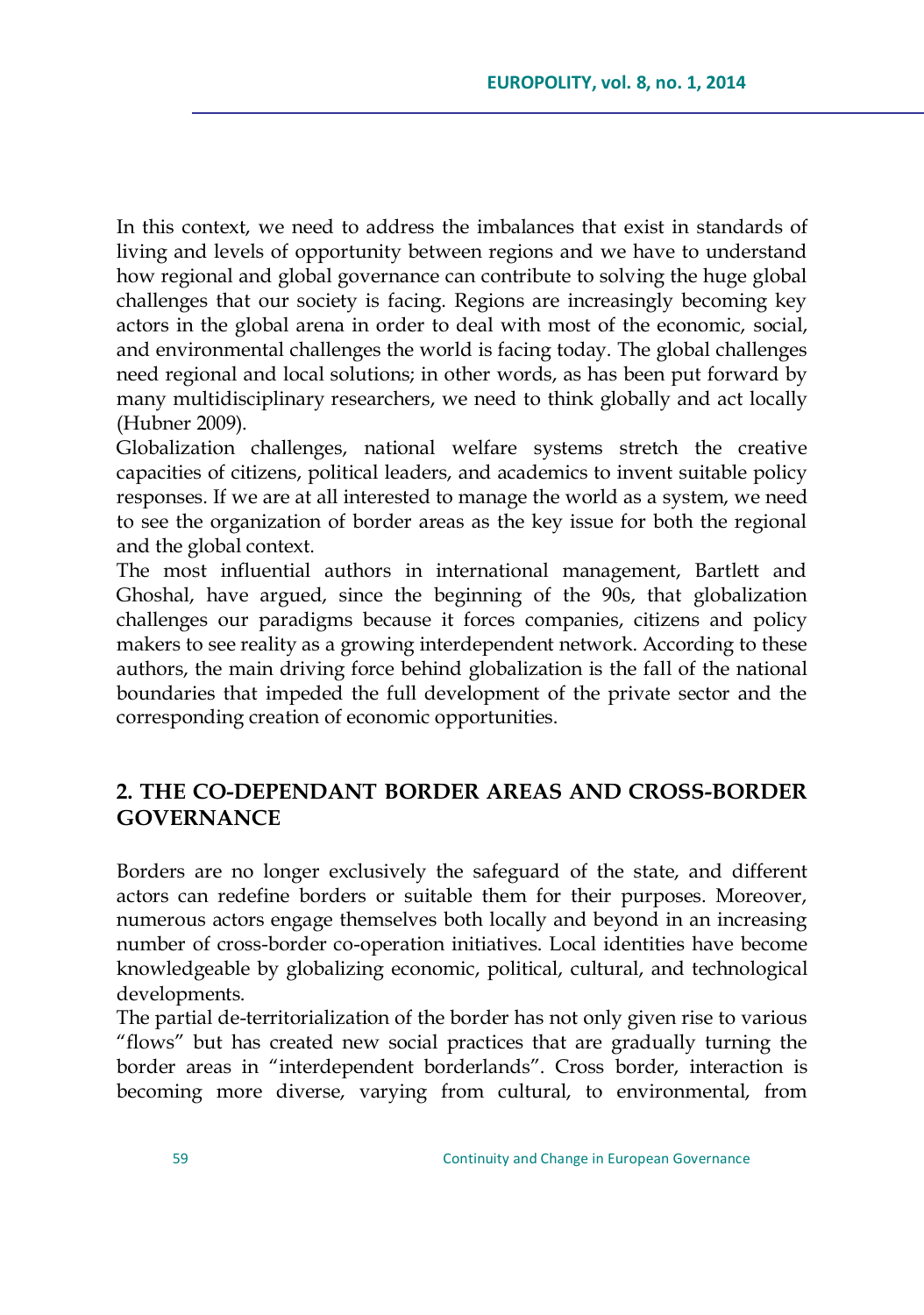In this context, we need to address the imbalances that exist in standards of living and levels of opportunity between regions and we have to understand how regional and global governance can contribute to solving the huge global challenges that our society is facing. Regions are increasingly becoming key actors in the global arena in order to deal with most of the economic, social, and environmental challenges the world is facing today. The global challenges need regional and local solutions; in other words, as has been put forward by many multidisciplinary researchers, we need to think globally and act locally (Hubner 2009).

Globalization challenges, national welfare systems stretch the creative capacities of citizens, political leaders, and academics to invent suitable policy responses. If we are at all interested to manage the world as a system, we need to see the organization of border areas as the key issue for both the regional and the global context.

The most influential authors in international management, Bartlett and Ghoshal, have argued, since the beginning of the 90s, that globalization challenges our paradigms because it forces companies, citizens and policy makers to see reality as a growing interdependent network. According to these authors, the main driving force behind globalization is the fall of the national boundaries that impeded the full development of the private sector and the corresponding creation of economic opportunities.

## 2. THE CO-DEPENDANT BORDER AREAS AND CROSS-BORDER GOVERNANCE

Borders are no longer exclusively the safeguard of the state, and different actors can redefine borders or suitable them for their purposes. Moreover, numerous actors engage themselves both locally and beyond in an increasing number of cross-border co-operation initiatives. Local identities have become knowledgeable by globalizing economic, political, cultural, and technological developments.

The partial de-territorialization of the border has not only given rise to various "flows" but has created new social practices that are gradually turning the border areas in "interdependent borderlands". Cross border, interaction is becoming more diverse, varying from cultural, to environmental, from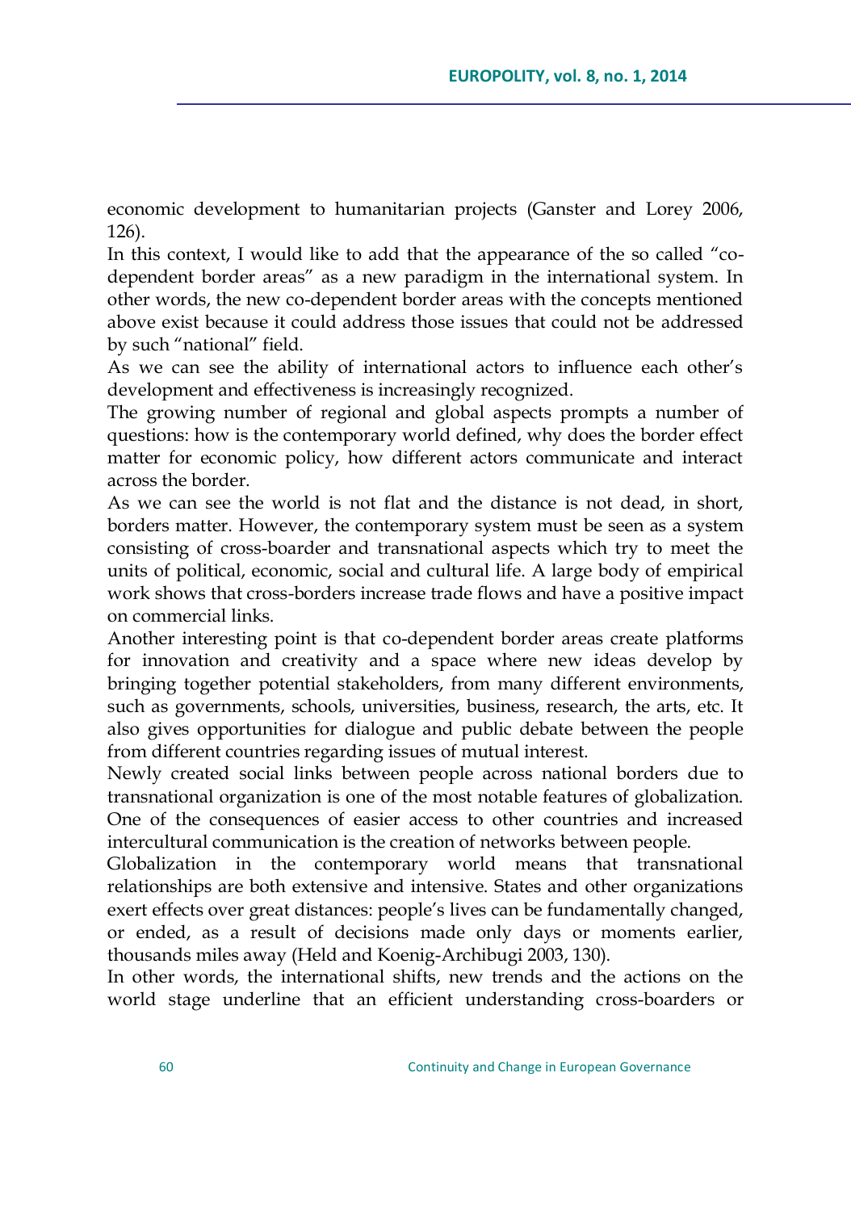economic development to humanitarian projects (Ganster and Lorey 2006, 126).

In this context, I would like to add that the appearance of the so called "co-dependent border areas" as a new paradigm in the international system. In other words, the new co-dependent border areas with the concepts mentioned above exist because it could address those issues that could not be addressed by such "national" field.

As we can see the ability of international actors to influence each other's development and effectiveness is increasingly recognized.

The growing number of regional and global aspects prompts a number of questions: how is the contemporary world defined, why does the border effect matter for economic policy, how different actors communicate and interact across the border.

As we can see the world is not flat and the distance is not dead, in short, borders matter. However, the contemporary system must be seen as a system consisting of cross-boarder and transnational aspects which try to meet the units of political, economic, social and cultural life. A large body of empirical work shows that cross-borders increase trade flows and have a positive impact on commercial links.

Another interesting point is that co-dependent border areas create platforms for innovation and creativity and a space where new ideas develop by bringing together potential stakeholders, from many different environments, such as governments, schools, universities, business, research, the arts, etc. It also gives opportunities for dialogue and public debate between the people from different countries regarding issues of mutual interest.

Newly created social links between people across national borders due to transnational organization is one of the most notable features of globalization. One of the consequences of easier access to other countries and increased intercultural communication is the creation of networks between people.

Globalization in the contemporary world means that transnational relationships are both extensive and intensive. States and other organizations exert effects over great distances: people's lives can be fundamentally changed, or ended, as a result of decisions made only days or moments earlier, thousands miles away (Held and Koenig-Archibugi 2003, 130).

In other words, the international shifts, new trends and the actions on the world stage underline that an efficient understanding cross-boarders or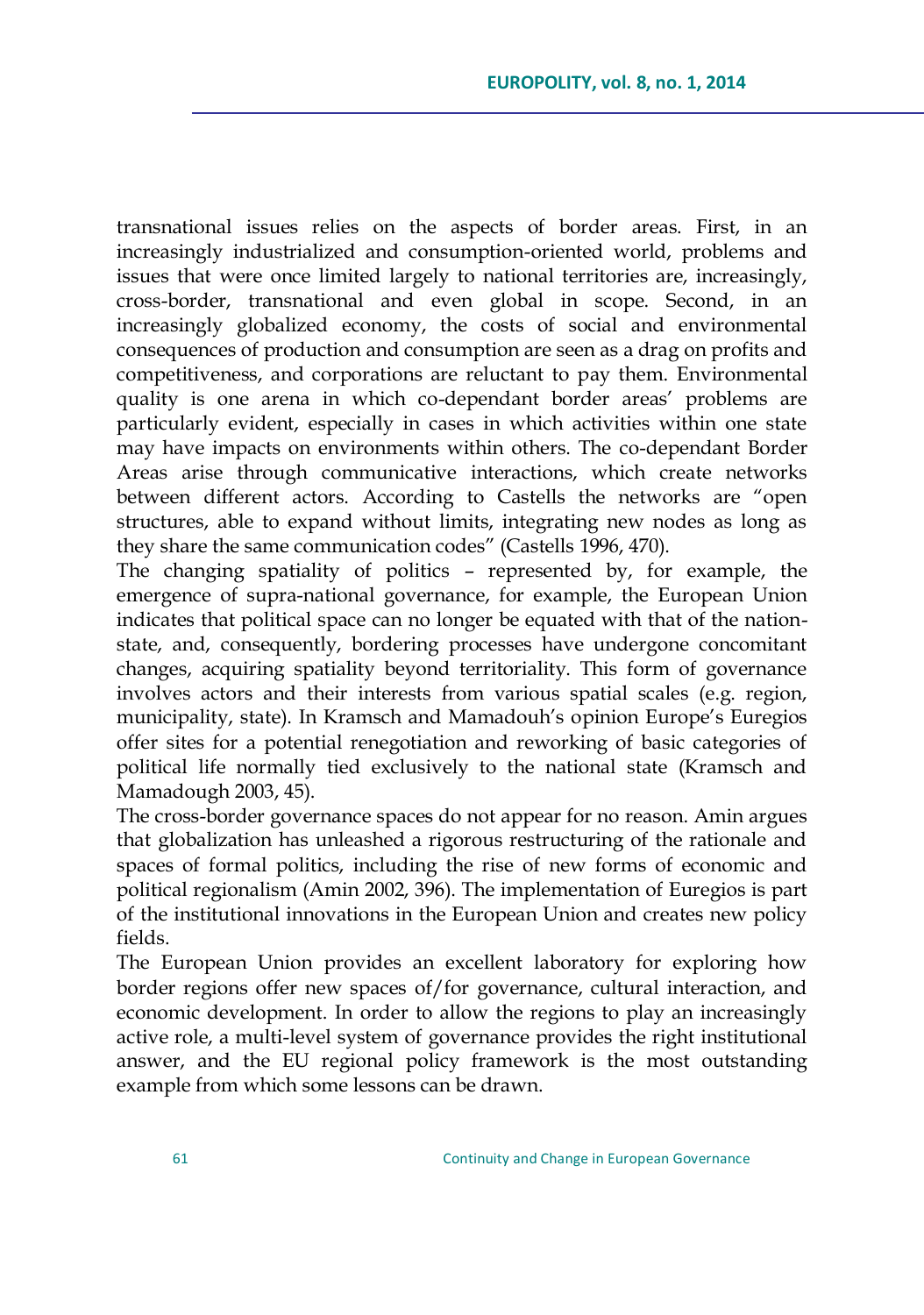transnational issues relies on the aspects of border areas. First, in an increasingly industrialized and consumption-oriented world, problems and issues that were once limited largely to national territories are, increasingly, cross-border, transnational and even global in scope. Second, in an increasingly globalized economy, the costs of social and environmental consequences of production and consumption are seen as a drag on profits and competitiveness, and corporations are reluctant to pay them. Environmental quality is one arena in which co-dependant border areas' problems are particularly evident, especially in cases in which activities within one state may have impacts on environments within others. The co-dependant Border Areas arise through communicative interactions, which create networks between different actors. According to Castells the networks are "open structures, able to expand without limits, integrating new nodes as long as they share the same communication codes" (Castells 1996, 470).

The changing spatiality of politics – represented by, for example, the emergence of supra-national governance, for example, the European Union indicates that political space can no longer be equated with that of the nation-state, and, consequently, bordering processes have undergone concomitant changes, acquiring spatiality beyond territoriality. This form of governance involves actors and their interests from various spatial scales (e.g. region, municipality, state). In Kramsch and Mamadouh's opinion Europe's Euregios offer sites for a potential renegotiation and reworking of basic categories of political life normally tied exclusively to the national state (Kramsch and Mamadough 2003, 45).

The cross-border governance spaces do not appear for no reason. Amin argues that globalization has unleashed a rigorous restructuring of the rationale and spaces of formal politics, including the rise of new forms of economic and political regionalism (Amin 2002, 396). The implementation of Euregios is part of the institutional innovations in the European Union and creates new policy fields.

The European Union provides an excellent laboratory for exploring how border regions offer new spaces of/for governance, cultural interaction, and economic development. In order to allow the regions to play an increasingly active role, a multi-level system of governance provides the right institutional answer, and the EU regional policy framework is the most outstanding example from which some lessons can be drawn.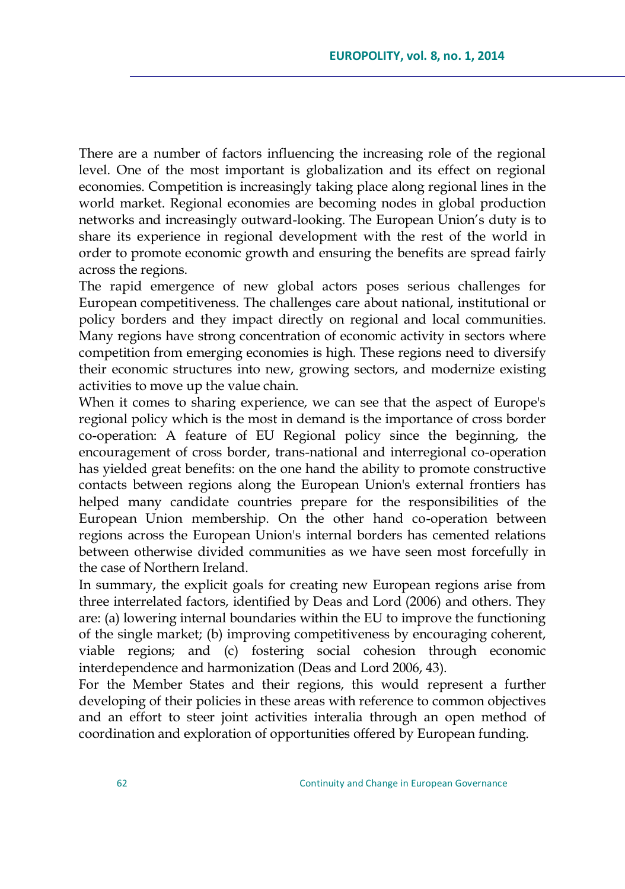There are a number of factors influencing the increasing role of the regional level. One of the most important is globalization and its effect on regional economies. Competition is increasingly taking place along regional lines in the world market. Regional economies are becoming nodes in global production networks and increasingly outward-looking. The European Union's duty is to share its experience in regional development with the rest of the world in order to promote economic growth and ensuring the benefits are spread fairly across the regions.

The rapid emergence of new global actors poses serious challenges for European competitiveness. The challenges care about national, institutional or policy borders and they impact directly on regional and local communities. Many regions have strong concentration of economic activity in sectors where competition from emerging economies is high. These regions need to diversify their economic structures into new, growing sectors, and modernize existing activities to move up the value chain.

When it comes to sharing experience, we can see that the aspect of Europe's regional policy which is the most in demand is the importance of cross border co-operation: A feature of EU Regional policy since the beginning, the encouragement of cross border, trans-national and interregional co-operation has yielded great benefits: on the one hand the ability to promote constructive contacts between regions along the European Union's external frontiers has helped many candidate countries prepare for the responsibilities of the European Union membership. On the other hand co-operation between regions across the European Union's internal borders has cemented relations between otherwise divided communities as we have seen most forcefully in the case of Northern Ireland.

In summary, the explicit goals for creating new European regions arise from three interrelated factors, identified by Deas and Lord (2006) and others. They are: (a) lowering internal boundaries within the EU to improve the functioning of the single market; (b) improving competitiveness by encouraging coherent, viable regions; and (c) fostering social cohesion through economic interdependence and harmonization (Deas and Lord 2006, 43).

For the Member States and their regions, this would represent a further developing of their policies in these areas with reference to common objectives and an effort to steer joint activities interalia through an open method of coordination and exploration of opportunities offered by European funding.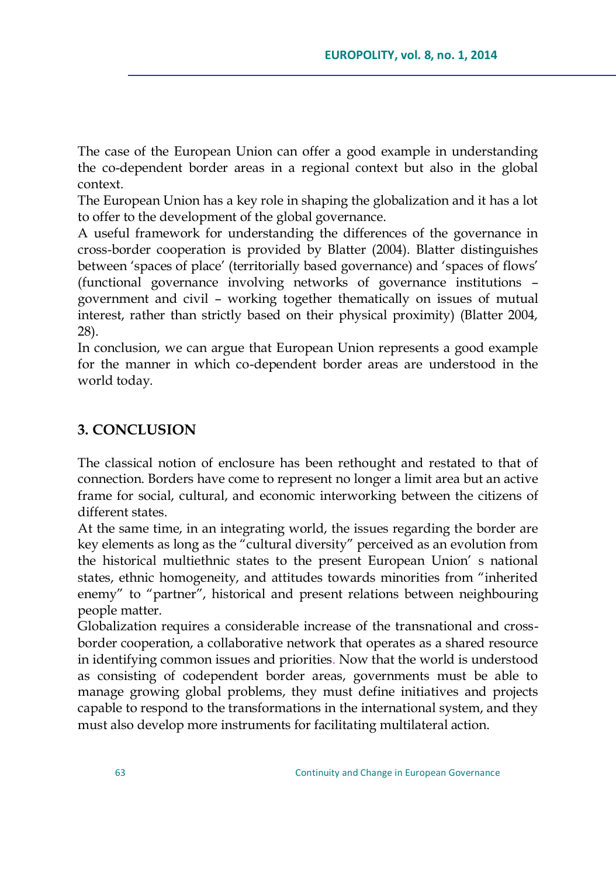The case of the European Union can offer a good example in understanding the co-dependent border areas in a regional context but also in the global context.

The European Union has a key role in shaping the globalization and it has a lot to offer to the development of the global governance.

A useful framework for understanding the differences of the governance in cross-border cooperation is provided by Blatter (2004). Blatter distinguishes between 'spaces of place' (territorially based governance) and 'spaces of flows' (functional governance involving networks of governance institutions – government and civil – working together thematically on issues of mutual interest, rather than strictly based on their physical proximity) (Blatter 2004, 28).

In conclusion, we can argue that European Union represents a good example for the manner in which co-dependent border areas are understood in the world today.

## 3. CONCLUSION

The classical notion of enclosure has been rethought and restated to that of connection. Borders have come to represent no longer a limit area but an active frame for social, cultural, and economic interworking between the citizens of different states.

At the same time, in an integrating world, the issues regarding the border are key elements as long as the "cultural diversity" perceived as an evolution from the historical multiethnic states to the present European Union' s national states, ethnic homogeneity, and attitudes towards minorities from "inherited enemy" to "partner", historical and present relations between neighbouring people matter.

Globalization requires a considerable increase of the transnational and cross-border cooperation, a collaborative network that operates as a shared resource in identifying common issues and priorities. Now that the world is understood as consisting of codependent border areas, governments must be able to manage growing global problems, they must define initiatives and projects capable to respond to the transformations in the international system, and they must also develop more instruments for facilitating multilateral action.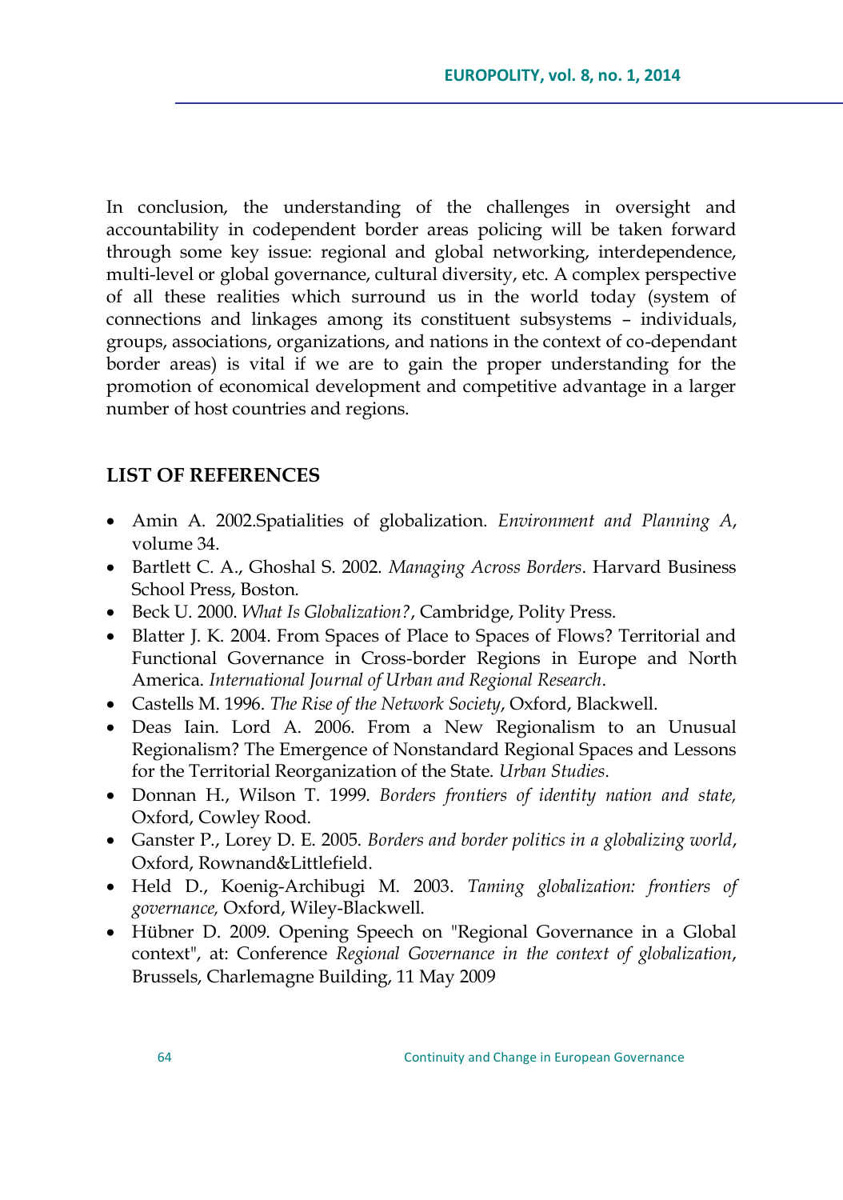In conclusion, the understanding of the challenges in oversight and accountability in codependent border areas policing will be taken forward through some key issue: regional and global networking, interdependence, multi-level or global governance, cultural diversity, etc. A complex perspective of all these realities which surround us in the world today (system of connections and linkages among its constituent subsystems – individuals, groups, associations, organizations, and nations in the context of co-dependant border areas) is vital if we are to gain the proper understanding for the promotion of economical development and competitive advantage in a larger number of host countries and regions.

## LIST OF REFERENCES

- Amin A. 2002.Spatialities of globalization. *Environment and Planning A*, volume 34.
- Bartlett C. A., Ghoshal S. 2002. *Managing Across Borders*. Harvard Business School Press, Boston.
- Beck U. 2000. *What Is Globalization?*, Cambridge, Polity Press.
- Blatter J. K. 2004. From Spaces of Place to Spaces of Flows? Territorial and Functional Governance in Cross-border Regions in Europe and North America. *International Journal of Urban and Regional Research*.
- Castells M. 1996. *The Rise of the Network Society*, Oxford, Blackwell.
- Deas Iain. Lord A. 2006. From a New Regionalism to an Unusual Regionalism? The Emergence of Nonstandard Regional Spaces and Lessons for the Territorial Reorganization of the State. *Urban Studies*.
- Donnan H., Wilson T. 1999. *Borders frontiers of identity nation and state,* Oxford, Cowley Rood.
- Ganster P., Lorey D. E. 2005. *Borders and border politics in a globalizing world*, Oxford, Rownand&Littlefield.
- Held D., Koenig-Archibugi M. 2003. *Taming globalization: frontiers of governance,* Oxford, Wiley-Blackwell.
- Hübner D. 2009. Opening Speech on "Regional Governance in a Global context", at: Conference *Regional Governance in the context of globalization*, Brussels, Charlemagne Building, 11 May 2009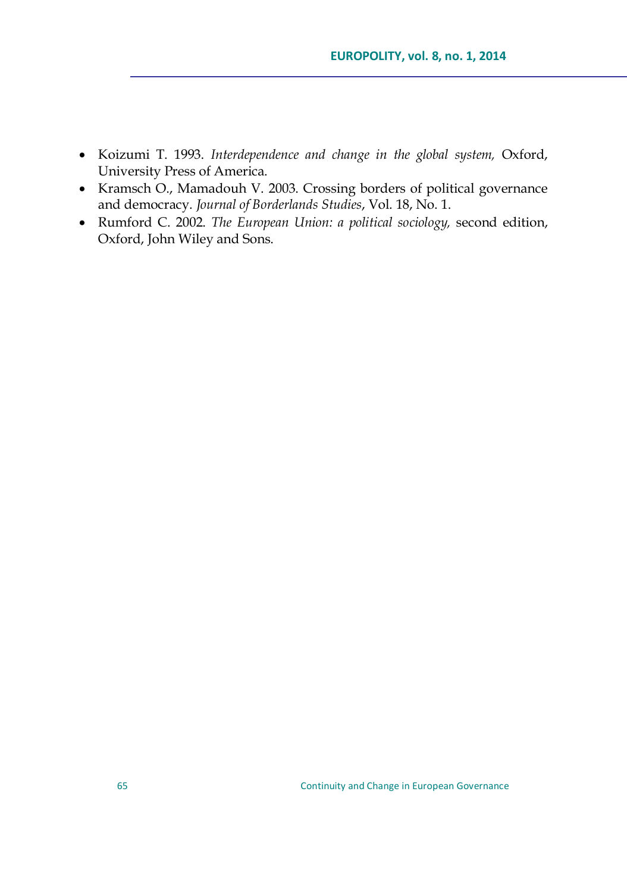- Koizumi T. 1993. *Interdependence and change in the global system,* Oxford, University Press of America.
- Kramsch O., Mamadouh V. 2003. Crossing borders of political governance and democracy. *Journal of Borderlands Studies*, Vol. 18, No. 1.
- Rumford C. 2002. *The European Union: a political sociology,* second edition, Oxford, John Wiley and Sons.